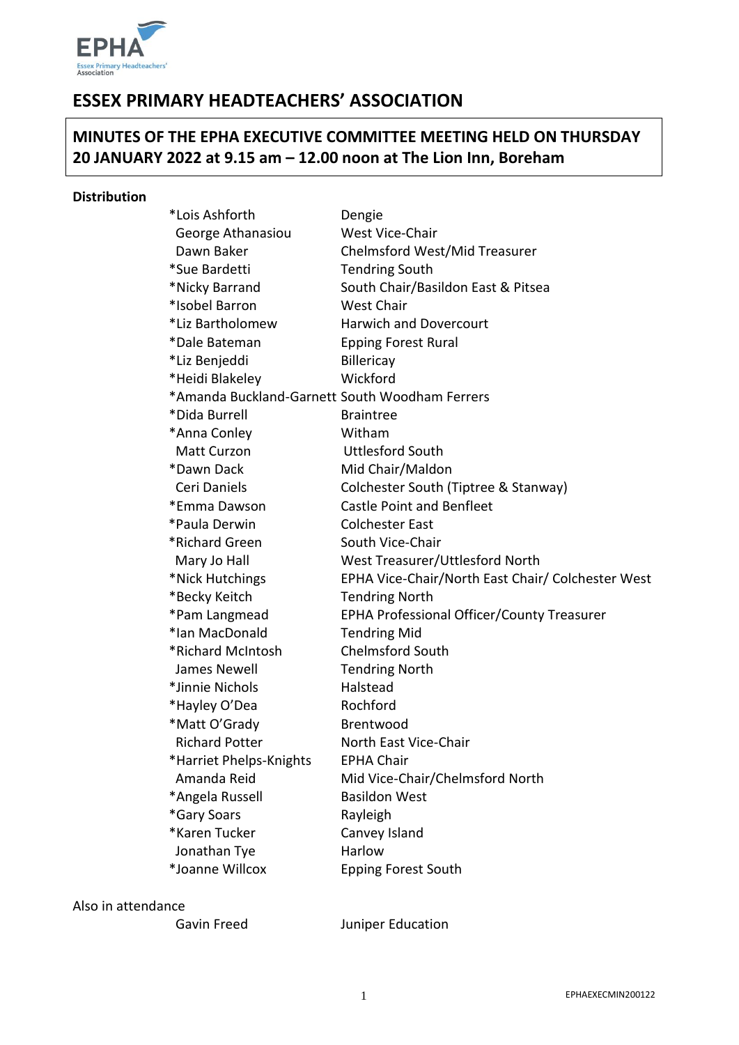# ESSEX PRIMARY HEADTEACHERS' ASSOCIATION

## MINUTES OF THE EPHA EXECUTIVE COMMITTEE MEETING HELD ON THURSDAY 20 JANUARY 2022 at 9.15 am – 12.00 noon at The Lion Inn, Boreham

**Distribution**

| Name | Role |
|---|---|
| *Lois Ashforth | Dengie |
| George Athanasiou | West Vice-Chair |
| Dawn Baker | Chelmsford West/Mid Treasurer |
| *Sue Bardetti | Tendring South |
| *Nicky Barrand | South Chair/Basildon East & Pitsea |
| *Isobel Barron | West Chair |
| *Liz Bartholomew | Harwich and Dovercourt |
| *Dale Bateman | Epping Forest Rural |
| *Liz Benjeddi | Billericay |
| *Heidi Blakeley | Wickford |
| *Amanda Buckland-Garnett | South Woodham Ferrers |
| *Dida Burrell | Braintree |
| *Anna Conley | Witham |
| Matt Curzon | Uttlesford South |
| *Dawn Dack | Mid Chair/Maldon |
| Ceri Daniels | Colchester South (Tiptree & Stanway) |
| *Emma Dawson | Castle Point and Benfleet |
| *Paula Derwin | Colchester East |
| *Richard Green | South Vice-Chair |
| Mary Jo Hall | West Treasurer/Uttlesford North |
| *Nick Hutchings | EPHA Vice-Chair/North East Chair/ Colchester West |
| *Becky Keitch | Tendring North |
| *Pam Langmead | EPHA Professional Officer/County Treasurer |
| *Ian MacDonald | Tendring Mid |
| *Richard McIntosh | Chelmsford South |
| James Newell | Tendring North |
| *Jinnie Nichols | Halstead |
| *Hayley O'Dea | Rochford |
| *Matt O'Grady | Brentwood |
| Richard Potter | North East Vice-Chair |
| *Harriet Phelps-Knights | EPHA Chair |
| Amanda Reid | Mid Vice-Chair/Chelmsford North |
| *Angela Russell | Basildon West |
| *Gary Soars | Rayleigh |
| *Karen Tucker | Canvey Island |
| Jonathan Tye | Harlow |
| *Joanne Willcox | Epping Forest South |

Also in attendance

| Name | Organisation |
|---|---|
| Gavin Freed | Juniper Education |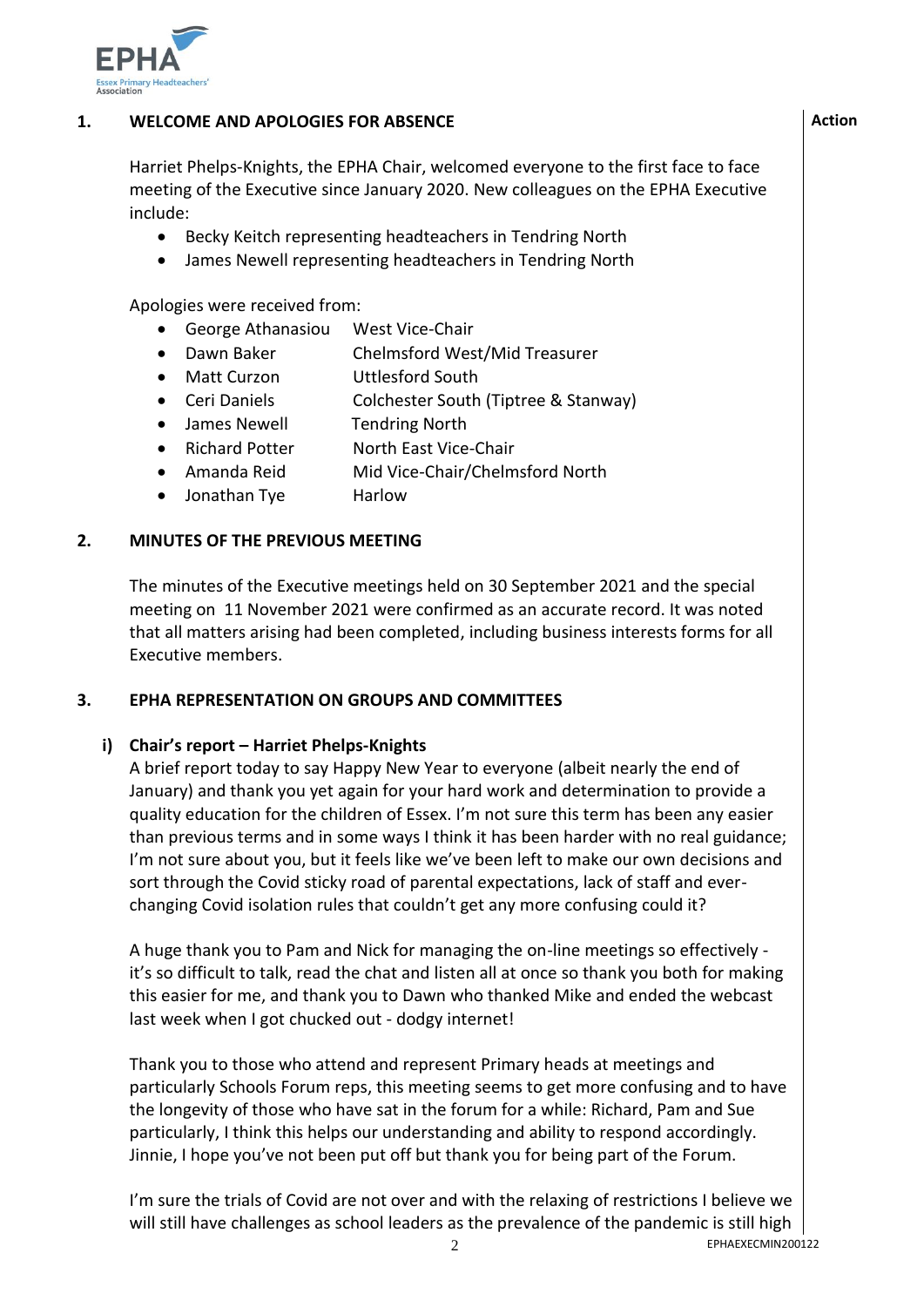## 1. WELCOME AND APOLOGIES FOR ABSENCE

**Action**

Harriet Phelps-Knights, the EPHA Chair, welcomed everyone to the first face to face meeting of the Executive since January 2020. New colleagues on the EPHA Executive include:

- Becky Keitch representing headteachers in Tendring North
- James Newell representing headteachers in Tendring North

Apologies were received from:

- George Athanasiou West Vice-Chair
- Dawn Baker Chelmsford West/Mid Treasurer
- Matt Curzon Uttlesford South
- Ceri Daniels Colchester South (Tiptree & Stanway)
- James Newell Tendring North
- Richard Potter North East Vice-Chair
- Amanda Reid Mid Vice-Chair/Chelmsford North
- Jonathan Tye Harlow

## 2. MINUTES OF THE PREVIOUS MEETING

The minutes of the Executive meetings held on 30 September 2021 and the special meeting on 11 November 2021 were confirmed as an accurate record. It was noted that all matters arising had been completed, including business interests forms for all Executive members.

## 3. EPHA REPRESENTATION ON GROUPS AND COMMITTEES

### i) Chair's report – Harriet Phelps-Knights

A brief report today to say Happy New Year to everyone (albeit nearly the end of January) and thank you yet again for your hard work and determination to provide a quality education for the children of Essex. I'm not sure this term has been any easier than previous terms and in some ways I think it has been harder with no real guidance; I'm not sure about you, but it feels like we've been left to make our own decisions and sort through the Covid sticky road of parental expectations, lack of staff and ever-changing Covid isolation rules that couldn't get any more confusing could it?

A huge thank you to Pam and Nick for managing the on-line meetings so effectively - it's so difficult to talk, read the chat and listen all at once so thank you both for making this easier for me, and thank you to Dawn who thanked Mike and ended the webcast last week when I got chucked out - dodgy internet!

Thank you to those who attend and represent Primary heads at meetings and particularly Schools Forum reps, this meeting seems to get more confusing and to have the longevity of those who have sat in the forum for a while: Richard, Pam and Sue particularly, I think this helps our understanding and ability to respond accordingly. Jinnie, I hope you've not been put off but thank you for being part of the Forum.

I'm sure the trials of Covid are not over and with the relaxing of restrictions I believe we will still have challenges as school leaders as the prevalence of the pandemic is still high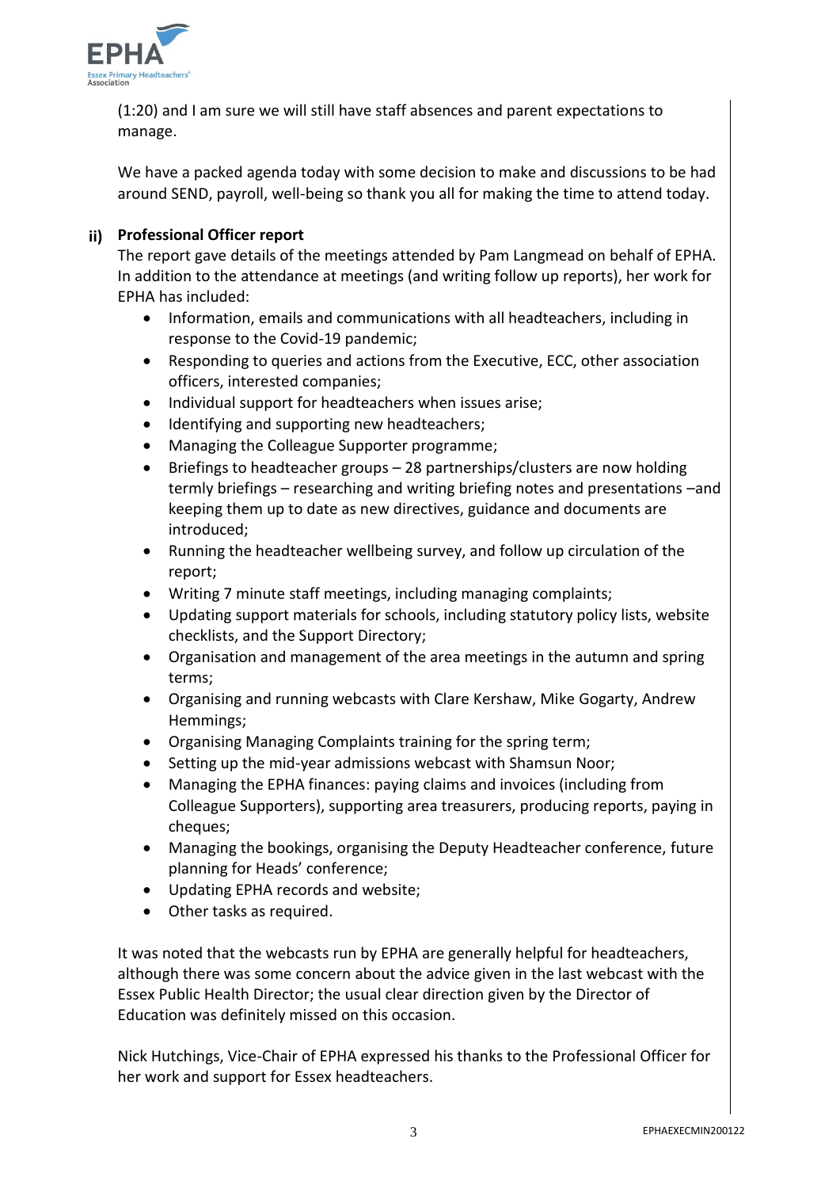(1:20) and I am sure we will still have staff absences and parent expectations to manage.

We have a packed agenda today with some decision to make and discussions to be had around SEND, payroll, well-being so thank you all for making the time to attend today.

### ii) Professional Officer report

The report gave details of the meetings attended by Pam Langmead on behalf of EPHA. In addition to the attendance at meetings (and writing follow up reports), her work for EPHA has included:

- Information, emails and communications with all headteachers, including in response to the Covid-19 pandemic;
- Responding to queries and actions from the Executive, ECC, other association officers, interested companies;
- Individual support for headteachers when issues arise;
- Identifying and supporting new headteachers;
- Managing the Colleague Supporter programme;
- Briefings to headteacher groups – 28 partnerships/clusters are now holding termly briefings – researching and writing briefing notes and presentations –and keeping them up to date as new directives, guidance and documents are introduced;
- Running the headteacher wellbeing survey, and follow up circulation of the report;
- Writing 7 minute staff meetings, including managing complaints;
- Updating support materials for schools, including statutory policy lists, website checklists, and the Support Directory;
- Organisation and management of the area meetings in the autumn and spring terms;
- Organising and running webcasts with Clare Kershaw, Mike Gogarty, Andrew Hemmings;
- Organising Managing Complaints training for the spring term;
- Setting up the mid-year admissions webcast with Shamsun Noor;
- Managing the EPHA finances: paying claims and invoices (including from Colleague Supporters), supporting area treasurers, producing reports, paying in cheques;
- Managing the bookings, organising the Deputy Headteacher conference, future planning for Heads' conference;
- Updating EPHA records and website;
- Other tasks as required.

It was noted that the webcasts run by EPHA are generally helpful for headteachers, although there was some concern about the advice given in the last webcast with the Essex Public Health Director; the usual clear direction given by the Director of Education was definitely missed on this occasion.

Nick Hutchings, Vice-Chair of EPHA expressed his thanks to the Professional Officer for her work and support for Essex headteachers.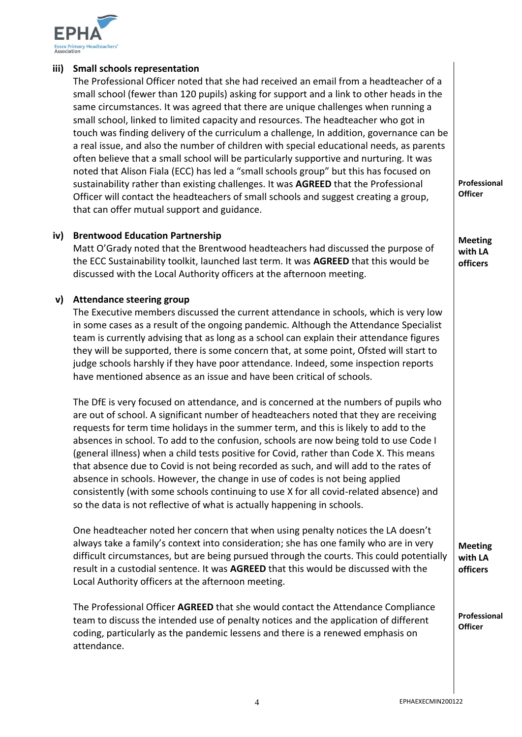### iii) Small schools representation

The Professional Officer noted that she had received an email from a headteacher of a small school (fewer than 120 pupils) asking for support and a link to other heads in the same circumstances. It was agreed that there are unique challenges when running a small school, linked to limited capacity and resources. The headteacher who got in touch was finding delivery of the curriculum a challenge, In addition, governance can be a real issue, and also the number of children with special educational needs, as parents often believe that a small school will be particularly supportive and nurturing. It was noted that Alison Fiala (ECC) has led a "small schools group" but this has focused on sustainability rather than existing challenges. It was **AGREED** that the Professional Officer will contact the headteachers of small schools and suggest creating a group, that can offer mutual support and guidance.

**Professional Officer**

### iv) Brentwood Education Partnership

Matt O'Grady noted that the Brentwood headteachers had discussed the purpose of the ECC Sustainability toolkit, launched last term. It was **AGREED** that this would be discussed with the Local Authority officers at the afternoon meeting.

**Meeting with LA officers**

### v) Attendance steering group

The Executive members discussed the current attendance in schools, which is very low in some cases as a result of the ongoing pandemic. Although the Attendance Specialist team is currently advising that as long as a school can explain their attendance figures they will be supported, there is some concern that, at some point, Ofsted will start to judge schools harshly if they have poor attendance. Indeed, some inspection reports have mentioned absence as an issue and have been critical of schools.

The DfE is very focused on attendance, and is concerned at the numbers of pupils who are out of school. A significant number of headteachers noted that they are receiving requests for term time holidays in the summer term, and this is likely to add to the absences in school. To add to the confusion, schools are now being told to use Code I (general illness) when a child tests positive for Covid, rather than Code X. This means that absence due to Covid is not being recorded as such, and will add to the rates of absence in schools. However, the change in use of codes is not being applied consistently (with some schools continuing to use X for all covid-related absence) and so the data is not reflective of what is actually happening in schools.

One headteacher noted her concern that when using penalty notices the LA doesn't always take a family's context into consideration; she has one family who are in very difficult circumstances, but are being pursued through the courts. This could potentially result in a custodial sentence. It was **AGREED** that this would be discussed with the Local Authority officers at the afternoon meeting.

**Meeting with LA officers**

The Professional Officer **AGREED** that she would contact the Attendance Compliance team to discuss the intended use of penalty notices and the application of different coding, particularly as the pandemic lessens and there is a renewed emphasis on attendance.

**Professional Officer**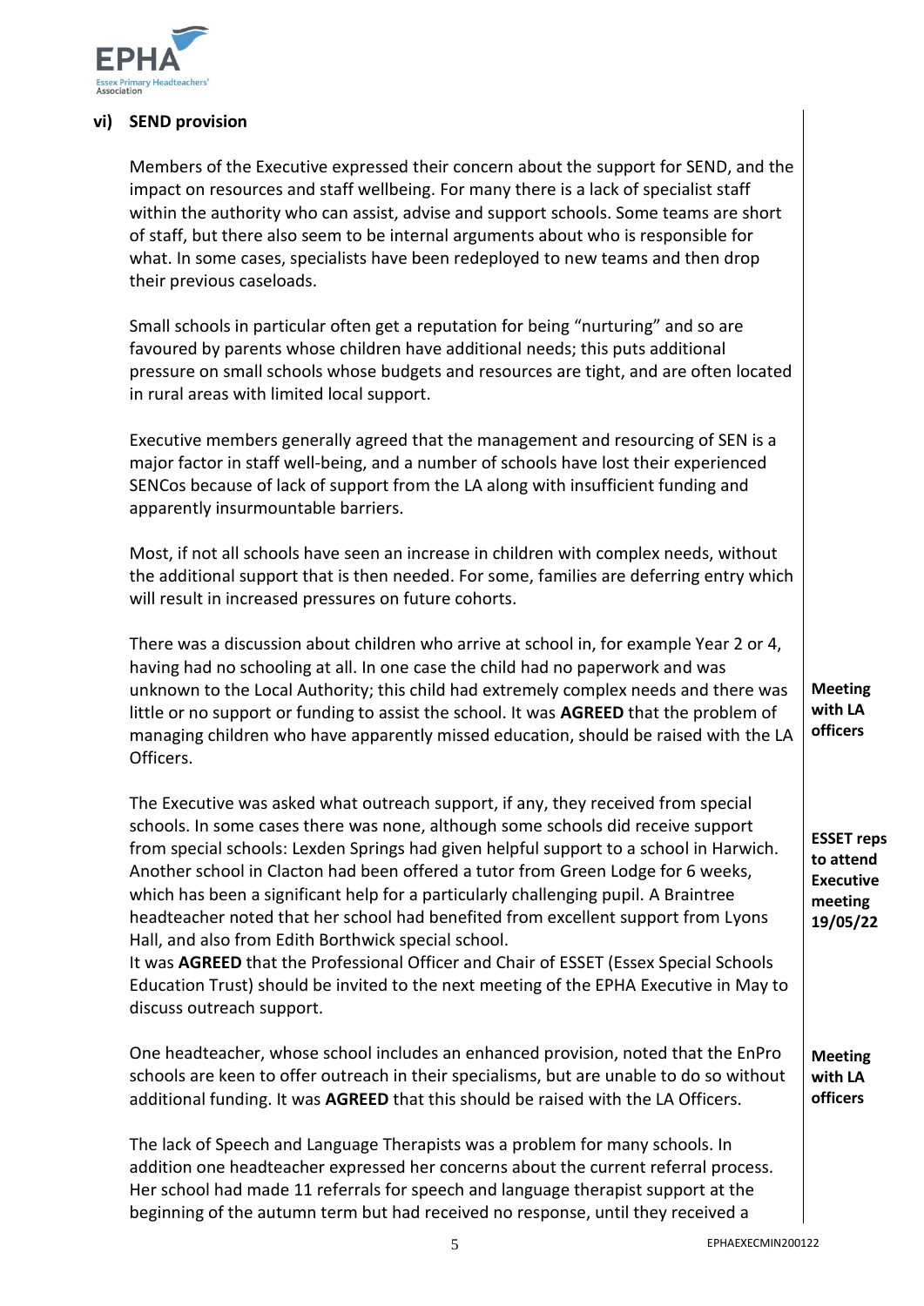### vi) SEND provision

Members of the Executive expressed their concern about the support for SEND, and the impact on resources and staff wellbeing. For many there is a lack of specialist staff within the authority who can assist, advise and support schools. Some teams are short of staff, but there also seem to be internal arguments about who is responsible for what. In some cases, specialists have been redeployed to new teams and then drop their previous caseloads.

Small schools in particular often get a reputation for being "nurturing" and so are favoured by parents whose children have additional needs; this puts additional pressure on small schools whose budgets and resources are tight, and are often located in rural areas with limited local support.

Executive members generally agreed that the management and resourcing of SEN is a major factor in staff well-being, and a number of schools have lost their experienced SENCos because of lack of support from the LA along with insufficient funding and apparently insurmountable barriers.

Most, if not all schools have seen an increase in children with complex needs, without the additional support that is then needed. For some, families are deferring entry which will result in increased pressures on future cohorts.

There was a discussion about children who arrive at school in, for example Year 2 or 4, having had no schooling at all. In one case the child had no paperwork and was unknown to the Local Authority; this child had extremely complex needs and there was little or no support or funding to assist the school. It was **AGREED** that the problem of managing children who have apparently missed education, should be raised with the LA Officers.

**Meeting with LA officers**

The Executive was asked what outreach support, if any, they received from special schools. In some cases there was none, although some schools did receive support from special schools: Lexden Springs had given helpful support to a school in Harwich. Another school in Clacton had been offered a tutor from Green Lodge for 6 weeks, which has been a significant help for a particularly challenging pupil. A Braintree headteacher noted that her school had benefited from excellent support from Lyons Hall, and also from Edith Borthwick special school.
It was **AGREED** that the Professional Officer and Chair of ESSET (Essex Special Schools Education Trust) should be invited to the next meeting of the EPHA Executive in May to discuss outreach support.

**ESSET reps to attend Executive meeting 19/05/22**

One headteacher, whose school includes an enhanced provision, noted that the EnPro schools are keen to offer outreach in their specialisms, but are unable to do so without additional funding. It was **AGREED** that this should be raised with the LA Officers.

**Meeting with LA officers**

The lack of Speech and Language Therapists was a problem for many schools. In addition one headteacher expressed her concerns about the current referral process. Her school had made 11 referrals for speech and language therapist support at the beginning of the autumn term but had received no response, until they received a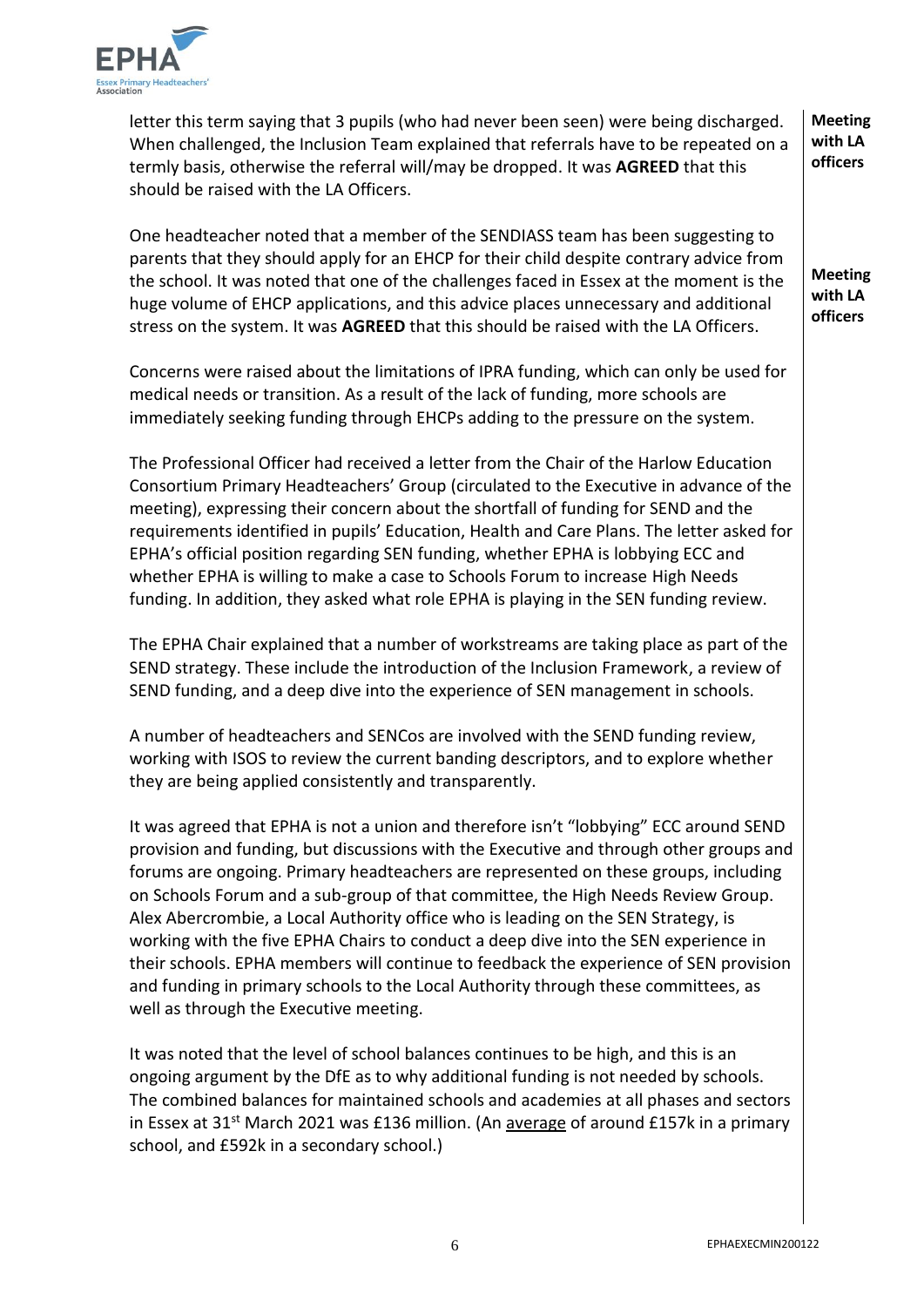letter this term saying that 3 pupils (who had never been seen) were being discharged. When challenged, the Inclusion Team explained that referrals have to be repeated on a termly basis, otherwise the referral will/may be dropped. It was **AGREED** that this should be raised with the LA Officers.

**Meeting with LA officers**

One headteacher noted that a member of the SENDIASS team has been suggesting to parents that they should apply for an EHCP for their child despite contrary advice from the school. It was noted that one of the challenges faced in Essex at the moment is the huge volume of EHCP applications, and this advice places unnecessary and additional stress on the system. It was **AGREED** that this should be raised with the LA Officers.

**Meeting with LA officers**

Concerns were raised about the limitations of IPRA funding, which can only be used for medical needs or transition. As a result of the lack of funding, more schools are immediately seeking funding through EHCPs adding to the pressure on the system.

The Professional Officer had received a letter from the Chair of the Harlow Education Consortium Primary Headteachers' Group (circulated to the Executive in advance of the meeting), expressing their concern about the shortfall of funding for SEND and the requirements identified in pupils' Education, Health and Care Plans. The letter asked for EPHA's official position regarding SEN funding, whether EPHA is lobbying ECC and whether EPHA is willing to make a case to Schools Forum to increase High Needs funding. In addition, they asked what role EPHA is playing in the SEN funding review.

The EPHA Chair explained that a number of workstreams are taking place as part of the SEND strategy. These include the introduction of the Inclusion Framework, a review of SEND funding, and a deep dive into the experience of SEN management in schools.

A number of headteachers and SENCos are involved with the SEND funding review, working with ISOS to review the current banding descriptors, and to explore whether they are being applied consistently and transparently.

It was agreed that EPHA is not a union and therefore isn't "lobbying" ECC around SEND provision and funding, but discussions with the Executive and through other groups and forums are ongoing. Primary headteachers are represented on these groups, including on Schools Forum and a sub-group of that committee, the High Needs Review Group. Alex Abercrombie, a Local Authority office who is leading on the SEN Strategy, is working with the five EPHA Chairs to conduct a deep dive into the SEN experience in their schools. EPHA members will continue to feedback the experience of SEN provision and funding in primary schools to the Local Authority through these committees, as well as through the Executive meeting.

It was noted that the level of school balances continues to be high, and this is an ongoing argument by the DfE as to why additional funding is not needed by schools. The combined balances for maintained schools and academies at all phases and sectors in Essex at 31st March 2021 was £136 million. (An <u>average</u> of around £157k in a primary school, and £592k in a secondary school.)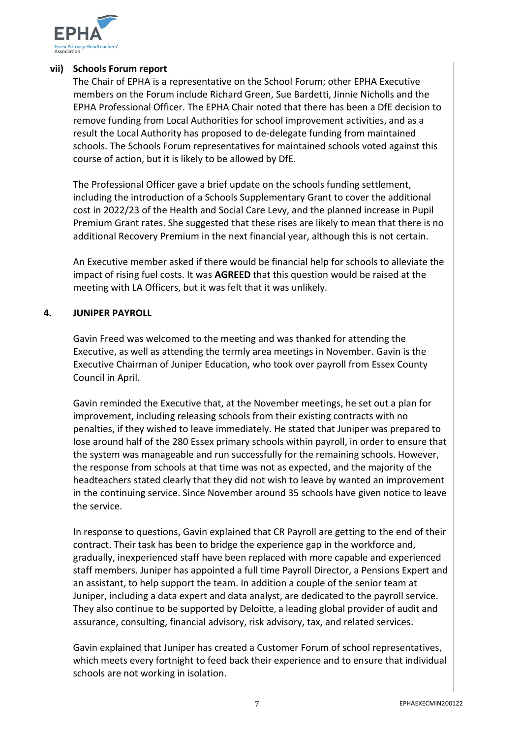### vii) Schools Forum report

The Chair of EPHA is a representative on the School Forum; other EPHA Executive members on the Forum include Richard Green, Sue Bardetti, Jinnie Nicholls and the EPHA Professional Officer. The EPHA Chair noted that there has been a DfE decision to remove funding from Local Authorities for school improvement activities, and as a result the Local Authority has proposed to de-delegate funding from maintained schools. The Schools Forum representatives for maintained schools voted against this course of action, but it is likely to be allowed by DfE.

The Professional Officer gave a brief update on the schools funding settlement, including the introduction of a Schools Supplementary Grant to cover the additional cost in 2022/23 of the Health and Social Care Levy, and the planned increase in Pupil Premium Grant rates. She suggested that these rises are likely to mean that there is no additional Recovery Premium in the next financial year, although this is not certain.

An Executive member asked if there would be financial help for schools to alleviate the impact of rising fuel costs. It was **AGREED** that this question would be raised at the meeting with LA Officers, but it was felt that it was unlikely.

## 4. JUNIPER PAYROLL

Gavin Freed was welcomed to the meeting and was thanked for attending the Executive, as well as attending the termly area meetings in November. Gavin is the Executive Chairman of Juniper Education, who took over payroll from Essex County Council in April.

Gavin reminded the Executive that, at the November meetings, he set out a plan for improvement, including releasing schools from their existing contracts with no penalties, if they wished to leave immediately. He stated that Juniper was prepared to lose around half of the 280 Essex primary schools within payroll, in order to ensure that the system was manageable and run successfully for the remaining schools. However, the response from schools at that time was not as expected, and the majority of the headteachers stated clearly that they did not wish to leave by wanted an improvement in the continuing service. Since November around 35 schools have given notice to leave the service.

In response to questions, Gavin explained that CR Payroll are getting to the end of their contract. Their task has been to bridge the experience gap in the workforce and, gradually, inexperienced staff have been replaced with more capable and experienced staff members. Juniper has appointed a full time Payroll Director, a Pensions Expert and an assistant, to help support the team. In addition a couple of the senior team at Juniper, including a data expert and data analyst, are dedicated to the payroll service. They also continue to be supported by Deloitte, a leading global provider of audit and assurance, consulting, financial advisory, risk advisory, tax, and related services.

Gavin explained that Juniper has created a Customer Forum of school representatives, which meets every fortnight to feed back their experience and to ensure that individual schools are not working in isolation.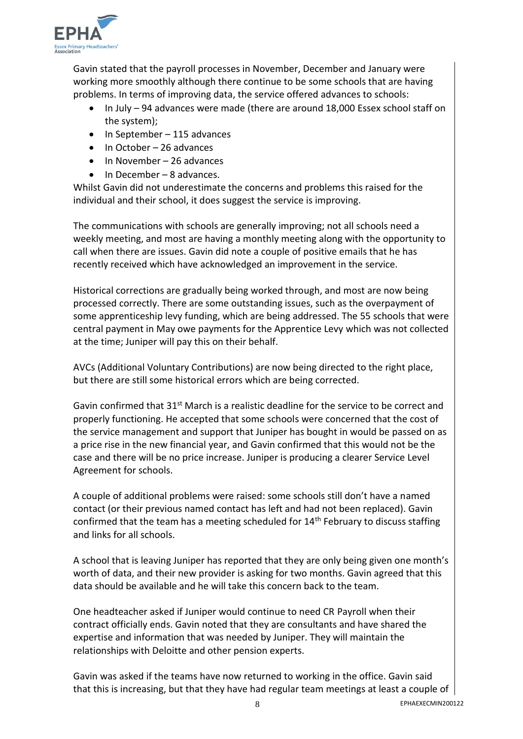Gavin stated that the payroll processes in November, December and January were working more smoothly although there continue to be some schools that are having problems. In terms of improving data, the service offered advances to schools:

- In July – 94 advances were made (there are around 18,000 Essex school staff on the system);
- In September – 115 advances
- In October – 26 advances
- In November – 26 advances
- In December – 8 advances.

Whilst Gavin did not underestimate the concerns and problems this raised for the individual and their school, it does suggest the service is improving.

The communications with schools are generally improving; not all schools need a weekly meeting, and most are having a monthly meeting along with the opportunity to call when there are issues. Gavin did note a couple of positive emails that he has recently received which have acknowledged an improvement in the service.

Historical corrections are gradually being worked through, and most are now being processed correctly. There are some outstanding issues, such as the overpayment of some apprenticeship levy funding, which are being addressed. The 55 schools that were central payment in May owe payments for the Apprentice Levy which was not collected at the time; Juniper will pay this on their behalf.

AVCs (Additional Voluntary Contributions) are now being directed to the right place, but there are still some historical errors which are being corrected.

Gavin confirmed that 31st March is a realistic deadline for the service to be correct and properly functioning. He accepted that some schools were concerned that the cost of the service management and support that Juniper has bought in would be passed on as a price rise in the new financial year, and Gavin confirmed that this would not be the case and there will be no price increase. Juniper is producing a clearer Service Level Agreement for schools.

A couple of additional problems were raised: some schools still don't have a named contact (or their previous named contact has left and had not been replaced). Gavin confirmed that the team has a meeting scheduled for 14th February to discuss staffing and links for all schools.

A school that is leaving Juniper has reported that they are only being given one month's worth of data, and their new provider is asking for two months. Gavin agreed that this data should be available and he will take this concern back to the team.

One headteacher asked if Juniper would continue to need CR Payroll when their contract officially ends. Gavin noted that they are consultants and have shared the expertise and information that was needed by Juniper. They will maintain the relationships with Deloitte and other pension experts.

Gavin was asked if the teams have now returned to working in the office. Gavin said that this is increasing, but that they have had regular team meetings at least a couple of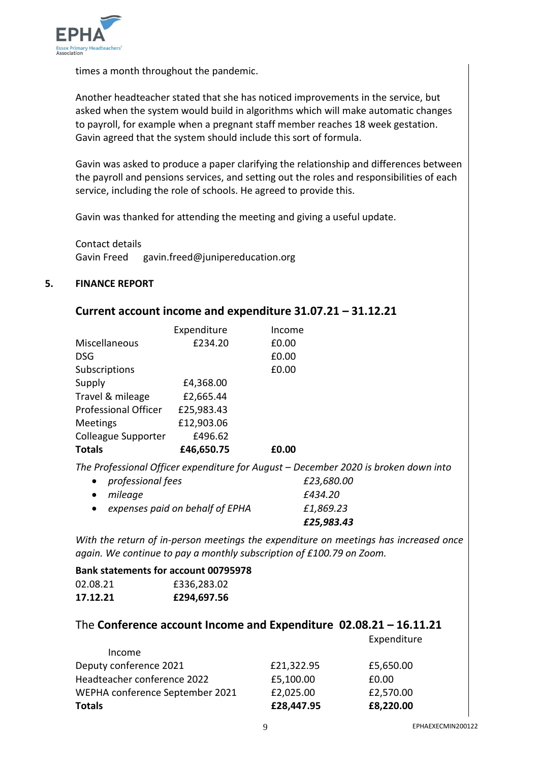times a month throughout the pandemic.

Another headteacher stated that she has noticed improvements in the service, but asked when the system would build in algorithms which will make automatic changes to payroll, for example when a pregnant staff member reaches 18 week gestation. Gavin agreed that the system should include this sort of formula.

Gavin was asked to produce a paper clarifying the relationship and differences between the payroll and pensions services, and setting out the roles and responsibilities of each service, including the role of schools. He agreed to provide this.

Gavin was thanked for attending the meeting and giving a useful update.

Contact details
Gavin Freed gavin.freed@junipereducation.org

**5. FINANCE REPORT**

## Current account income and expenditure 31.07.21 – 31.12.21

| | Expenditure | Income |
|---|---|---|
| Miscellaneous | £234.20 | £0.00 |
| DSG | | £0.00 |
| Subscriptions | | £0.00 |
| Supply | £4,368.00 | |
| Travel & mileage | £2,665.44 | |
| Professional Officer | £25,983.43 | |
| Meetings | £12,903.06 | |
| Colleague Supporter | £496.62 | |
| **Totals** | **£46,650.75** | **£0.00** |

*The Professional Officer expenditure for August – December 2020 is broken down into*

- *professional fees* *£23,680.00*
- *mileage* *£434.20*
- *expenses paid on behalf of EPHA* *£1,869.23*

***£25,983.43***

*With the return of in-person meetings the expenditure on meetings has increased once again. We continue to pay a monthly subscription of £100.79 on Zoom.*

**Bank statements for account 00795978**

| | |
|---|---|
| 02.08.21 | £336,283.02 |
| **17.12.21** | **£294,697.56** |

## The **Conference account Income and Expenditure 02.08.21 – 16.11.21**

| | Income | Expenditure |
|---|---|---|
| Deputy conference 2021 | £21,322.95 | £5,650.00 |
| Headteacher conference 2022 | £5,100.00 | £0.00 |
| WEPHA conference September 2021 | £2,025.00 | £2,570.00 |
| **Totals** | **£28,447.95** | **£8,220.00** |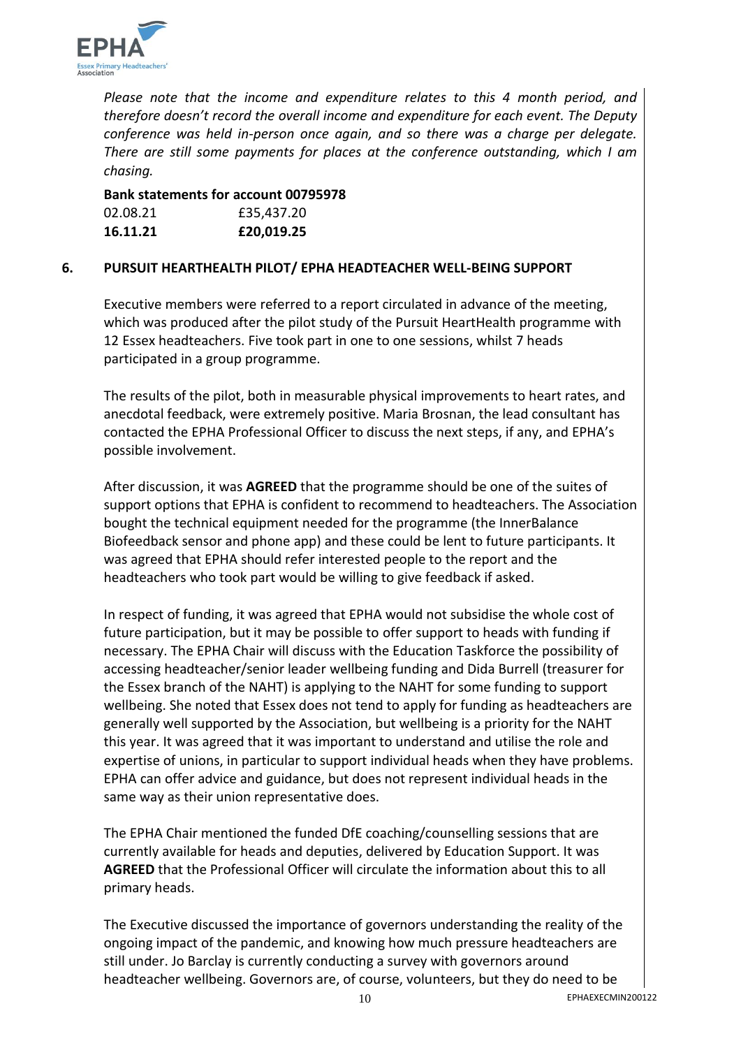*Please note that the income and expenditure relates to this 4 month period, and therefore doesn't record the overall income and expenditure for each event. The Deputy conference was held in-person once again, and so there was a charge per delegate. There are still some payments for places at the conference outstanding, which I am chasing.*

**Bank statements for account 00795978**

| | |
|---|---|
| 02.08.21 | £35,437.20 |
| **16.11.21** | **£20,019.25** |

**6. PURSUIT HEARTHEALTH PILOT/ EPHA HEADTEACHER WELL-BEING SUPPORT**

Executive members were referred to a report circulated in advance of the meeting, which was produced after the pilot study of the Pursuit HeartHealth programme with 12 Essex headteachers. Five took part in one to one sessions, whilst 7 heads participated in a group programme.

The results of the pilot, both in measurable physical improvements to heart rates, and anecdotal feedback, were extremely positive. Maria Brosnan, the lead consultant has contacted the EPHA Professional Officer to discuss the next steps, if any, and EPHA's possible involvement.

After discussion, it was **AGREED** that the programme should be one of the suites of support options that EPHA is confident to recommend to headteachers. The Association bought the technical equipment needed for the programme (the InnerBalance Biofeedback sensor and phone app) and these could be lent to future participants. It was agreed that EPHA should refer interested people to the report and the headteachers who took part would be willing to give feedback if asked.

In respect of funding, it was agreed that EPHA would not subsidise the whole cost of future participation, but it may be possible to offer support to heads with funding if necessary. The EPHA Chair will discuss with the Education Taskforce the possibility of accessing headteacher/senior leader wellbeing funding and Dida Burrell (treasurer for the Essex branch of the NAHT) is applying to the NAHT for some funding to support wellbeing. She noted that Essex does not tend to apply for funding as headteachers are generally well supported by the Association, but wellbeing is a priority for the NAHT this year. It was agreed that it was important to understand and utilise the role and expertise of unions, in particular to support individual heads when they have problems. EPHA can offer advice and guidance, but does not represent individual heads in the same way as their union representative does.

The EPHA Chair mentioned the funded DfE coaching/counselling sessions that are currently available for heads and deputies, delivered by Education Support. It was **AGREED** that the Professional Officer will circulate the information about this to all primary heads.

The Executive discussed the importance of governors understanding the reality of the ongoing impact of the pandemic, and knowing how much pressure headteachers are still under. Jo Barclay is currently conducting a survey with governors around headteacher wellbeing. Governors are, of course, volunteers, but they do need to be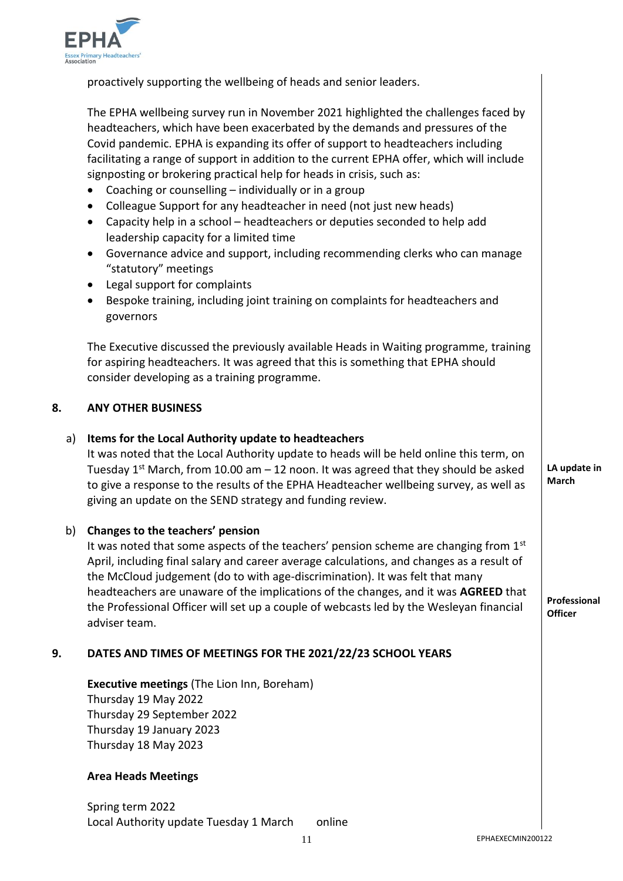proactively supporting the wellbeing of heads and senior leaders.

The EPHA wellbeing survey run in November 2021 highlighted the challenges faced by headteachers, which have been exacerbated by the demands and pressures of the Covid pandemic. EPHA is expanding its offer of support to headteachers including facilitating a range of support in addition to the current EPHA offer, which will include signposting or brokering practical help for heads in crisis, such as:

- Coaching or counselling – individually or in a group
- Colleague Support for any headteacher in need (not just new heads)
- Capacity help in a school – headteachers or deputies seconded to help add leadership capacity for a limited time
- Governance advice and support, including recommending clerks who can manage "statutory" meetings
- Legal support for complaints
- Bespoke training, including joint training on complaints for headteachers and governors

The Executive discussed the previously available Heads in Waiting programme, training for aspiring headteachers. It was agreed that this is something that EPHA should consider developing as a training programme.

## 8. ANY OTHER BUSINESS

**a) Items for the Local Authority update to headteachers**

It was noted that the Local Authority update to heads will be held online this term, on Tuesday 1st March, from 10.00 am – 12 noon. It was agreed that they should be asked to give a response to the results of the EPHA Headteacher wellbeing survey, as well as giving an update on the SEND strategy and funding review.

**LA update in March**

**b) Changes to the teachers' pension**

It was noted that some aspects of the teachers' pension scheme are changing from 1st April, including final salary and career average calculations, and changes as a result of the McCloud judgement (do to with age-discrimination). It was felt that many headteachers are unaware of the implications of the changes, and it was **AGREED** that the Professional Officer will set up a couple of webcasts led by the Wesleyan financial adviser team.

**Professional Officer**

## 9. DATES AND TIMES OF MEETINGS FOR THE 2021/22/23 SCHOOL YEARS

**Executive meetings** (The Lion Inn, Boreham)
Thursday 19 May 2022
Thursday 29 September 2022
Thursday 19 January 2023
Thursday 18 May 2023

**Area Heads Meetings**

Spring term 2022
Local Authority update Tuesday 1 March online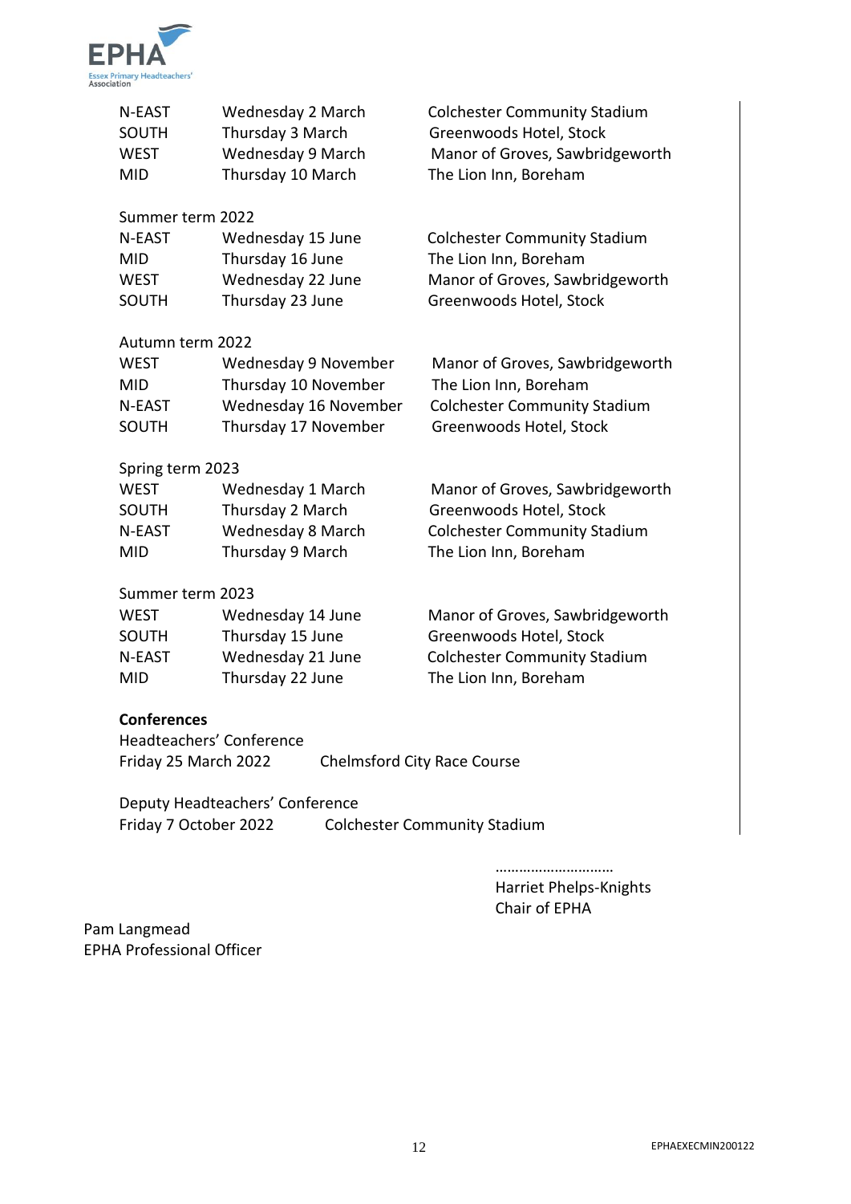| | | |
|---|---|---|
| N-EAST | Wednesday 2 March | Colchester Community Stadium |
| SOUTH | Thursday 3 March | Greenwoods Hotel, Stock |
| WEST | Wednesday 9 March | Manor of Groves, Sawbridgeworth |
| MID | Thursday 10 March | The Lion Inn, Boreham |

Summer term 2022

| | | |
|---|---|---|
| N-EAST | Wednesday 15 June | Colchester Community Stadium |
| MID | Thursday 16 June | The Lion Inn, Boreham |
| WEST | Wednesday 22 June | Manor of Groves, Sawbridgeworth |
| SOUTH | Thursday 23 June | Greenwoods Hotel, Stock |

Autumn term 2022

| | | |
|---|---|---|
| WEST | Wednesday 9 November | Manor of Groves, Sawbridgeworth |
| MID | Thursday 10 November | The Lion Inn, Boreham |
| N-EAST | Wednesday 16 November | Colchester Community Stadium |
| SOUTH | Thursday 17 November | Greenwoods Hotel, Stock |

Spring term 2023

| | | |
|---|---|---|
| WEST | Wednesday 1 March | Manor of Groves, Sawbridgeworth |
| SOUTH | Thursday 2 March | Greenwoods Hotel, Stock |
| N-EAST | Wednesday 8 March | Colchester Community Stadium |
| MID | Thursday 9 March | The Lion Inn, Boreham |

Summer term 2023

| | | |
|---|---|---|
| WEST | Wednesday 14 June | Manor of Groves, Sawbridgeworth |
| SOUTH | Thursday 15 June | Greenwoods Hotel, Stock |
| N-EAST | Wednesday 21 June | Colchester Community Stadium |
| MID | Thursday 22 June | The Lion Inn, Boreham |

**Conferences**

Headteachers' Conference
Friday 25 March 2022 Chelmsford City Race Course

Deputy Headteachers' Conference
Friday 7 October 2022 Colchester Community Stadium

……………………….
Harriet Phelps-Knights
Chair of EPHA

Pam Langmead
EPHA Professional Officer